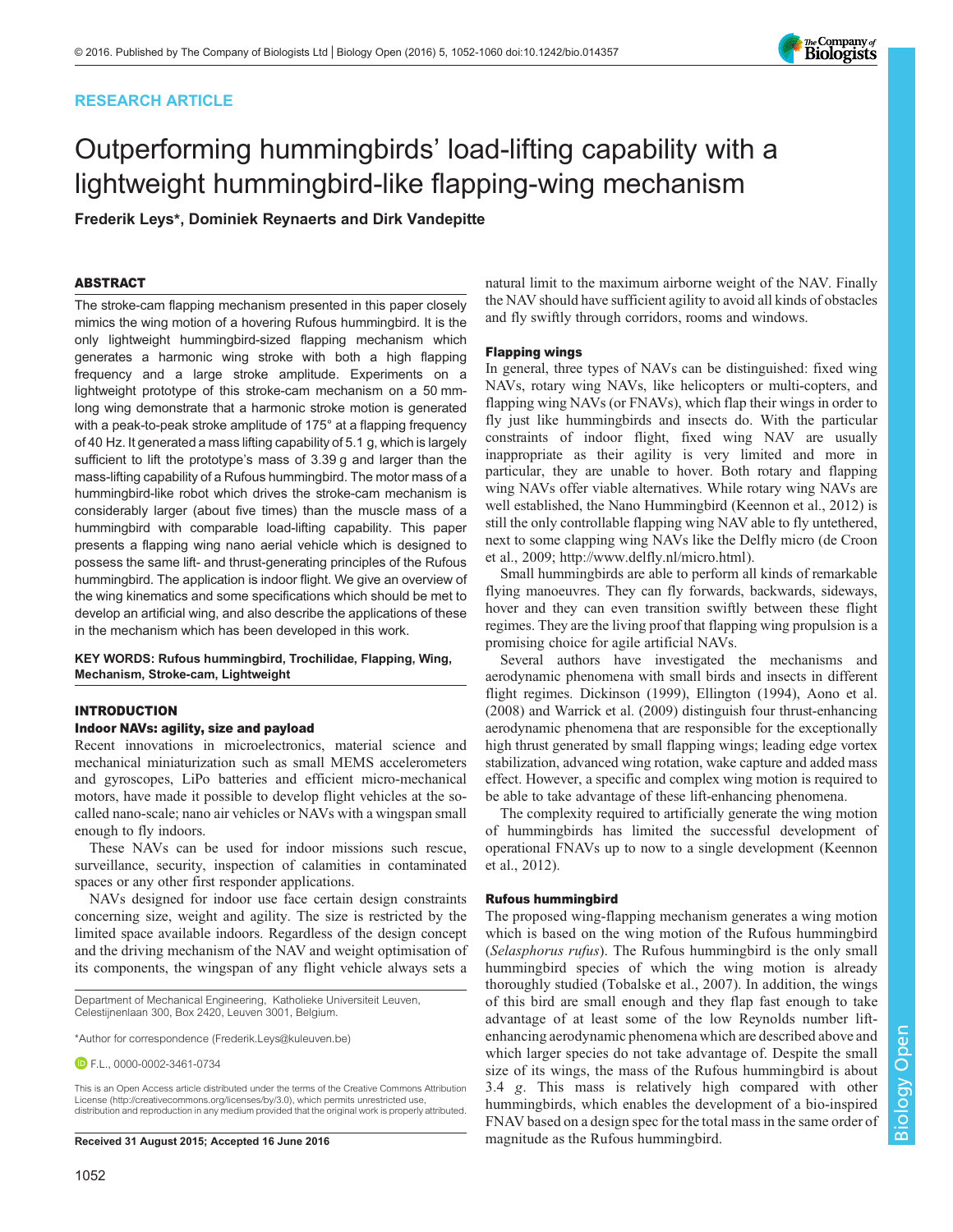RESEARCH ARTICLE

# Outperforming hummingbirds' load-lifting capability with a lightweight hummingbird-like flapping-wing mechanism

**Frederik Leys*, Dominiek Reynaerts and Dirk Vandepitte**

## ABSTRACT

The stroke-cam flapping mechanism presented in this paper closely mimics the wing motion of a hovering Rufous hummingbird. It is the only lightweight hummingbird-sized flapping mechanism which generates a harmonic wing stroke with both a high flapping frequency and a large stroke amplitude. Experiments on a lightweight prototype of this stroke-cam mechanism on a 50 mm-long wing demonstrate that a harmonic stroke motion is generated with a peak-to-peak stroke amplitude of 175° at a flapping frequency of 40 Hz. It generated a mass lifting capability of 5.1 g, which is largely sufficient to lift the prototype's mass of 3.39 g and larger than the mass-lifting capability of a Rufous hummingbird. The motor mass of a hummingbird-like robot which drives the stroke-cam mechanism is considerably larger (about five times) than the muscle mass of a hummingbird with comparable load-lifting capability. This paper presents a flapping wing nano aerial vehicle which is designed to possess the same lift- and thrust-generating principles of the Rufous hummingbird. The application is indoor flight. We give an overview of the wing kinematics and some specifications which should be met to develop an artificial wing, and also describe the applications of these in the mechanism which has been developed in this work.

**KEY WORDS: Rufous hummingbird, Trochilidae, Flapping, Wing, Mechanism, Stroke-cam, Lightweight**

## INTRODUCTION

### Indoor NAVs: agility, size and payload

Recent innovations in microelectronics, material science and mechanical miniaturization such as small MEMS accelerometers and gyroscopes, LiPo batteries and efficient micro-mechanical motors, have made it possible to develop flight vehicles at the so-called nano-scale; nano air vehicles or NAVs with a wingspan small enough to fly indoors.

These NAVs can be used for indoor missions such rescue, surveillance, security, inspection of calamities in contaminated spaces or any other first responder applications.

NAVs designed for indoor use face certain design constraints concerning size, weight and agility. The size is restricted by the limited space available indoors. Regardless of the design concept and the driving mechanism of the NAV and weight optimisation of its components, the wingspan of any flight vehicle always sets a natural limit to the maximum airborne weight of the NAV. Finally the NAV should have sufficient agility to avoid all kinds of obstacles and fly swiftly through corridors, rooms and windows.

### Flapping wings

In general, three types of NAVs can be distinguished: fixed wing NAVs, rotary wing NAVs, like helicopters or multi-copters, and flapping wing NAVs (or FNAVs), which flap their wings in order to fly just like hummingbirds and insects do. With the particular constraints of indoor flight, fixed wing NAV are usually inappropriate as their agility is very limited and more in particular, they are unable to hover. Both rotary and flapping wing NAVs offer viable alternatives. While rotary wing NAVs are well established, the Nano Hummingbird (Keennon et al., 2012) is still the only controllable flapping wing NAV able to fly untethered, next to some clapping wing NAVs like the Delfly micro (de Croon et al., 2009; http://www.delfly.nl/micro.html).

Small hummingbirds are able to perform all kinds of remarkable flying manoeuvres. They can fly forwards, backwards, sideways, hover and they can even transition swiftly between these flight regimes. They are the living proof that flapping wing propulsion is a promising choice for agile artificial NAVs.

Several authors have investigated the mechanisms and aerodynamic phenomena with small birds and insects in different flight regimes. Dickinson (1999), Ellington (1994), Aono et al. (2008) and Warrick et al. (2009) distinguish four thrust-enhancing aerodynamic phenomena that are responsible for the exceptionally high thrust generated by small flapping wings; leading edge vortex stabilization, advanced wing rotation, wake capture and added mass effect. However, a specific and complex wing motion is required to be able to take advantage of these lift-enhancing phenomena.

The complexity required to artificially generate the wing motion of hummingbirds has limited the successful development of operational FNAVs up to now to a single development (Keennon et al., 2012).

### Rufous hummingbird

The proposed wing-flapping mechanism generates a wing motion which is based on the wing motion of the Rufous hummingbird (*Selasphorus rufus*). The Rufous hummingbird is the only small hummingbird species of which the wing motion is already thoroughly studied (Tobalske et al., 2007). In addition, the wings of this bird are small enough and they flap fast enough to take advantage of at least some of the low Reynolds number lift-enhancing aerodynamic phenomena which are described above and which larger species do not take advantage of. Despite the small size of its wings, the mass of the Rufous hummingbird is about 3.4 *g*. This mass is relatively high compared with other hummingbirds, which enables the development of a bio-inspired FNAV based on a design spec for the total mass in the same order of magnitude as the Rufous hummingbird.

Department of Mechanical Engineering, Katholieke Universiteit Leuven, Celestijnenlaan 300, Box 2420, Leuven 3001, Belgium.

*Author for correspondence (Frederik.Leys@kuleuven.be)

F.L., 0000-0002-3461-0734

This is an Open Access article distributed under the terms of the Creative Commons Attribution License (http://creativecommons.org/licenses/by/3.0), which permits unrestricted use, distribution and reproduction in any medium provided that the original work is properly attributed.

**Received 31 August 2015; Accepted 16 June 2016**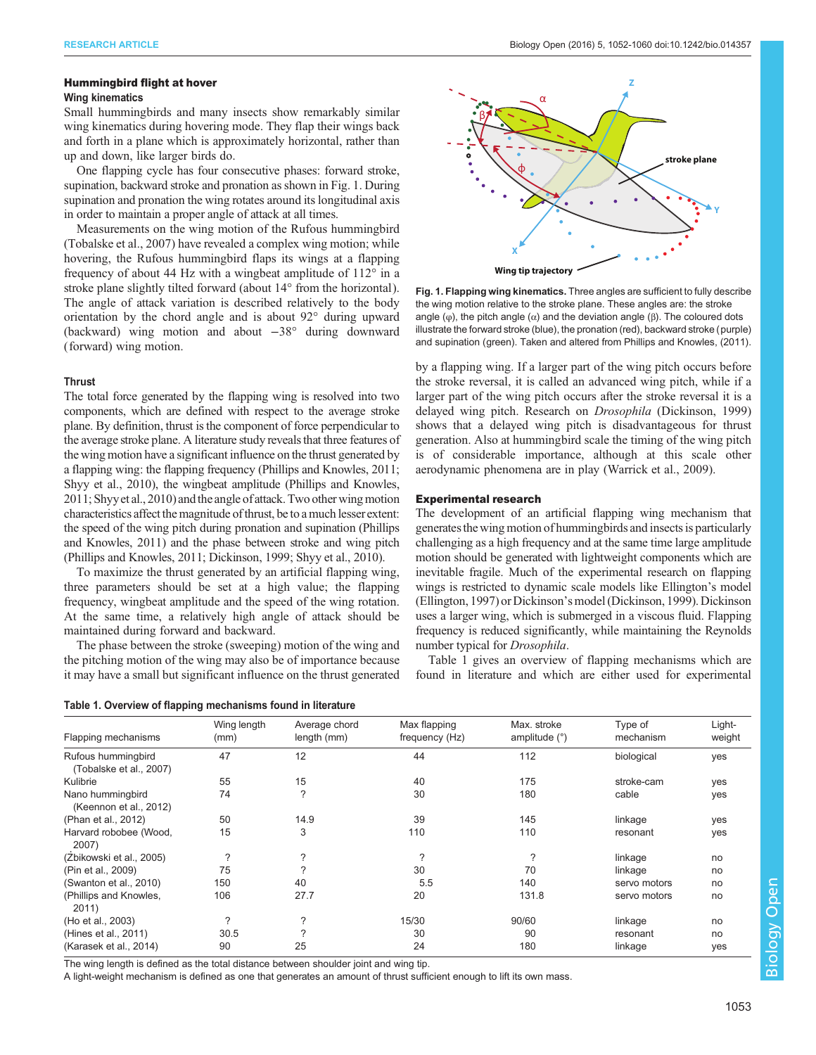### Hummingbird flight at hover

#### Wing kinematics

Small hummingbirds and many insects show remarkably similar wing kinematics during hovering mode. They flap their wings back and forth in a plane which is approximately horizontal, rather than up and down, like larger birds do.

One flapping cycle has four consecutive phases: forward stroke, supination, backward stroke and pronation as shown in Fig. 1. During supination and pronation the wing rotates around its longitudinal axis in order to maintain a proper angle of attack at all times.

Measurements on the wing motion of the Rufous hummingbird (Tobalske et al., 2007) have revealed a complex wing motion; while hovering, the Rufous hummingbird flaps its wings at a flapping frequency of about 44 Hz with a wingbeat amplitude of 112° in a stroke plane slightly tilted forward (about 14° from the horizontal). The angle of attack variation is described relatively to the body orientation by the chord angle and is about 92° during upward (backward) wing motion and about −38° during downward (forward) wing motion.

**Fig. 1. Flapping wing kinematics.** Three angles are sufficient to fully describe the wing motion relative to the stroke plane. These angles are: the stroke angle (φ), the pitch angle (α) and the deviation angle (β). The coloured dots illustrate the forward stroke (blue), the pronation (red), backward stroke (purple) and supination (green). Taken and altered from Phillips and Knowles, (2011).

#### Thrust

The total force generated by the flapping wing is resolved into two components, which are defined with respect to the average stroke plane. By definition, thrust is the component of force perpendicular to the average stroke plane. A literature study reveals that three features of the wing motion have a significant influence on the thrust generated by a flapping wing: the flapping frequency (Phillips and Knowles, 2011; Shyy et al., 2010), the wingbeat amplitude (Phillips and Knowles, 2011; Shyy et al., 2010) and the angle of attack. Two other wing motion characteristics affect the magnitude of thrust, be to a much lesser extent: the speed of the wing pitch during pronation and supination (Phillips and Knowles, 2011) and the phase between stroke and wing pitch (Phillips and Knowles, 2011; Dickinson, 1999; Shyy et al., 2010).

To maximize the thrust generated by an artificial flapping wing, three parameters should be set at a high value; the flapping frequency, wingbeat amplitude and the speed of the wing rotation. At the same time, a relatively high angle of attack should be maintained during forward and backward.

The phase between the stroke (sweeping) motion of the wing and the pitching motion of the wing may also be of importance because it may have a small but significant influence on the thrust generated by a flapping wing. If a larger part of the wing pitch occurs before the stroke reversal, it is called an advanced wing pitch, while if a larger part of the wing pitch occurs after the stroke reversal it is a delayed wing pitch. Research on *Drosophila* (Dickinson, 1999) shows that a delayed wing pitch is disadvantageous for thrust generation. Also at hummingbird scale the timing of the wing pitch is of considerable importance, although at this scale other aerodynamic phenomena are in play (Warrick et al., 2009).

### Experimental research

The development of an artificial flapping wing mechanism that generates the wing motion of hummingbirds and insects is particularly challenging as a high frequency and at the same time large amplitude motion should be generated with lightweight components which are inevitable fragile. Much of the experimental research on flapping wings is restricted to dynamic scale models like Ellington's model (Ellington, 1997) or Dickinson's model (Dickinson, 1999). Dickinson uses a larger wing, which is submerged in a viscous fluid. Flapping frequency is reduced significantly, while maintaining the Reynolds number typical for *Drosophila*.

Table 1 gives an overview of flapping mechanisms which are found in literature and which are either used for experimental

**Table 1. Overview of flapping mechanisms found in literature**

| Flapping mechanisms | Wing length (mm) | Average chord length (mm) | Max flapping frequency (Hz) | Max. stroke amplitude (°) | Type of mechanism | Light-weight |
|---|---|---|---|---|---|---|
| Rufous hummingbird (Tobalske et al., 2007) | 47 | 12 | 44 | 112 | biological | yes |
| Kulibrie | 55 | 15 | 40 | 175 | stroke-cam | yes |
| Nano hummingbird (Keennon et al., 2012) | 74 | ? | 30 | 180 | cable | yes |
| (Phan et al., 2012) | 50 | 14.9 | 39 | 145 | linkage | yes |
| Harvard robobee (Wood, 2007) | 15 | 3 | 110 | 110 | resonant | yes |
| (Żbikowski et al., 2005) | ? | ? | ? | ? | linkage | no |
| (Pin et al., 2009) | 75 | ? | 30 | 70 | linkage | no |
| (Swanton et al., 2010) | 150 | 40 | 5.5 | 140 | servo motors | no |
| (Phillips and Knowles, 2011) | 106 | 27.7 | 20 | 131.8 | servo motors | no |
| (Ho et al., 2003) | ? | ? | 15/30 | 90/60 | linkage | no |
| (Hines et al., 2011) | 30.5 | ? | 30 | 90 | resonant | no |
| (Karasek et al., 2014) | 90 | 25 | 24 | 180 | linkage | yes |

The wing length is defined as the total distance between shoulder joint and wing tip.
A light-weight mechanism is defined as one that generates an amount of thrust sufficient enough to lift its own mass.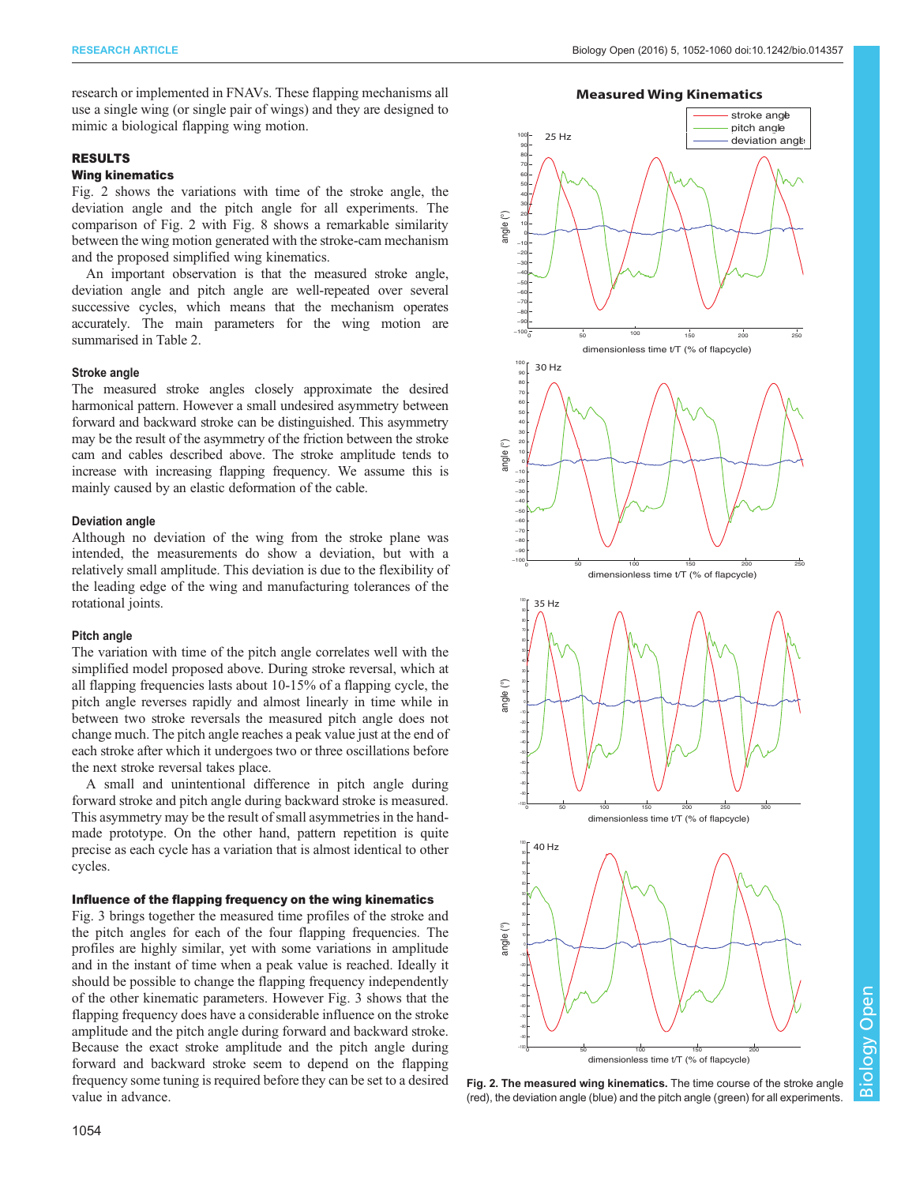research or implemented in FNAVs. These flapping mechanisms all use a single wing (or single pair of wings) and they are designed to mimic a biological flapping wing motion.

## RESULTS

### Wing kinematics

Fig. 2 shows the variations with time of the stroke angle, the deviation angle and the pitch angle for all experiments. The comparison of Fig. 2 with Fig. 8 shows a remarkable similarity between the wing motion generated with the stroke-cam mechanism and the proposed simplified wing kinematics.

An important observation is that the measured stroke angle, deviation angle and pitch angle are well-repeated over several successive cycles, which means that the mechanism operates accurately. The main parameters for the wing motion are summarised in Table 2.

#### Stroke angle

The measured stroke angles closely approximate the desired harmonical pattern. However a small undesired asymmetry between forward and backward stroke can be distinguished. This asymmetry may be the result of the asymmetry of the friction between the stroke cam and cables described above. The stroke amplitude tends to increase with increasing flapping frequency. We assume this is mainly caused by an elastic deformation of the cable.

#### Deviation angle

Although no deviation of the wing from the stroke plane was intended, the measurements do show a deviation, but with a relatively small amplitude. This deviation is due to the flexibility of the leading edge of the wing and manufacturing tolerances of the rotational joints.

#### Pitch angle

The variation with time of the pitch angle correlates well with the simplified model proposed above. During stroke reversal, which at all flapping frequencies lasts about 10-15% of a flapping cycle, the pitch angle reverses rapidly and almost linearly in time while in between two stroke reversals the measured pitch angle does not change much. The pitch angle reaches a peak value just at the end of each stroke after which it undergoes two or three oscillations before the next stroke reversal takes place.

A small and unintentional difference in pitch angle during forward stroke and pitch angle during backward stroke is measured. This asymmetry may be the result of small asymmetries in the hand-made prototype. On the other hand, pattern repetition is quite precise as each cycle has a variation that is almost identical to other cycles.

### Influence of the flapping frequency on the wing kinematics

Fig. 3 brings together the measured time profiles of the stroke and the pitch angles for each of the four flapping frequencies. The profiles are highly similar, yet with some variations in amplitude and in the instant of time when a peak value is reached. Ideally it should be possible to change the flapping frequency independently of the other kinematic parameters. However Fig. 3 shows that the flapping frequency does have a considerable influence on the stroke amplitude and the pitch angle during forward and backward stroke. Because the exact stroke amplitude and the pitch angle during forward and backward stroke seem to depend on the flapping frequency some tuning is required before they can be set to a desired value in advance.

**Fig. 2. The measured wing kinematics.** The time course of the stroke angle (red), the deviation angle (blue) and the pitch angle (green) for all experiments.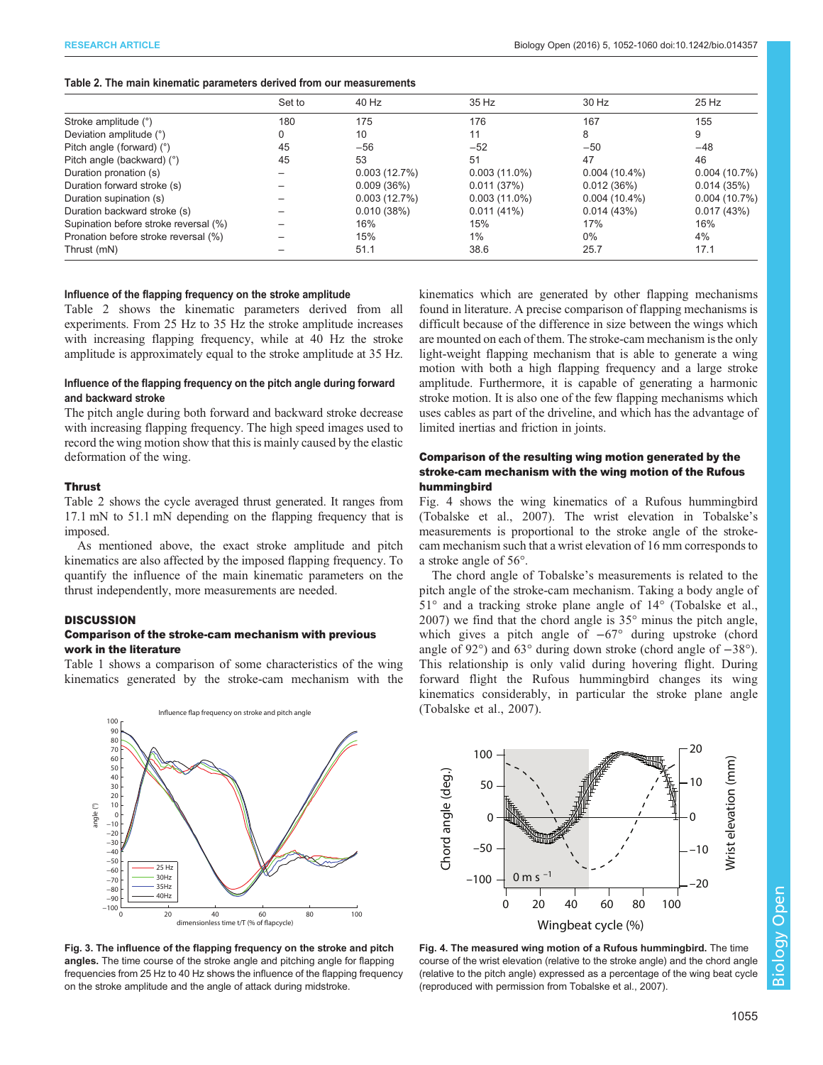**Table 2. The main kinematic parameters derived from our measurements**

| | Set to | 40 Hz | 35 Hz | 30 Hz | 25 Hz |
|---|---|---|---|---|---|
| Stroke amplitude (°) | 180 | 175 | 176 | 167 | 155 |
| Deviation amplitude (°) | 0 | 10 | 11 | 8 | 9 |
| Pitch angle (forward) (°) | 45 | −56 | −52 | −50 | −48 |
| Pitch angle (backward) (°) | 45 | 53 | 51 | 47 | 46 |
| Duration pronation (s) | – | 0.003 (12.7%) | 0.003 (11.0%) | 0.004 (10.4%) | 0.004 (10.7%) |
| Duration forward stroke (s) | – | 0.009 (36%) | 0.011 (37%) | 0.012 (36%) | 0.014 (35%) |
| Duration supination (s) | – | 0.003 (12.7%) | 0.003 (11.0%) | 0.004 (10.4%) | 0.004 (10.7%) |
| Duration backward stroke (s) | – | 0.010 (38%) | 0.011 (41%) | 0.014 (43%) | 0.017 (43%) |
| Supination before stroke reversal (%) | – | 16% | 15% | 17% | 16% |
| Pronation before stroke reversal (%) | – | 15% | 1% | 0% | 4% |
| Thrust (mN) | – | 51.1 | 38.6 | 25.7 | 17.1 |

### Influence of the flapping frequency on the stroke amplitude

Table 2 shows the kinematic parameters derived from all experiments. From 25 Hz to 35 Hz the stroke amplitude increases with increasing flapping frequency, while at 40 Hz the stroke amplitude is approximately equal to the stroke amplitude at 35 Hz.

### Influence of the flapping frequency on the pitch angle during forward and backward stroke

The pitch angle during both forward and backward stroke decrease with increasing flapping frequency. The high speed images used to record the wing motion show that this is mainly caused by the elastic deformation of the wing.

### Thrust

Table 2 shows the cycle averaged thrust generated. It ranges from 17.1 mN to 51.1 mN depending on the flapping frequency that is imposed.

As mentioned above, the exact stroke amplitude and pitch kinematics are also affected by the imposed flapping frequency. To quantify the influence of the main kinematic parameters on the thrust independently, more measurements are needed.

## DISCUSSION

### Comparison of the stroke-cam mechanism with previous work in the literature

Table 1 shows a comparison of some characteristics of the wing kinematics generated by the stroke-cam mechanism with the kinematics which are generated by other flapping mechanisms found in literature. A precise comparison of flapping mechanisms is difficult because of the difference in size between the wings which are mounted on each of them. The stroke-cam mechanism is the only light-weight flapping mechanism that is able to generate a wing motion with both a high flapping frequency and a large stroke amplitude. Furthermore, it is capable of generating a harmonic stroke motion. It is also one of the few flapping mechanisms which uses cables as part of the driveline, and which has the advantage of limited inertias and friction in joints.

### Comparison of the resulting wing motion generated by the stroke-cam mechanism with the wing motion of the Rufous hummingbird

Fig. 4 shows the wing kinematics of a Rufous hummingbird (Tobalske et al., 2007). The wrist elevation in Tobalske's measurements is proportional to the stroke angle of the stroke-cam mechanism such that a wrist elevation of 16 mm corresponds to a stroke angle of 56°.

The chord angle of Tobalske's measurements is related to the pitch angle of the stroke-cam mechanism. Taking a body angle of 51° and a tracking stroke plane angle of 14° (Tobalske et al., 2007) we find that the chord angle is 35° minus the pitch angle, which gives a pitch angle of −67° during upstroke (chord angle of 92°) and 63° during down stroke (chord angle of −38°). This relationship is only valid during hovering flight. During forward flight the Rufous hummingbird changes its wing kinematics considerably, in particular the stroke plane angle (Tobalske et al., 2007).

**Fig. 3. The influence of the flapping frequency on the stroke and pitch angles.** The time course of the stroke angle and pitching angle for flapping frequencies from 25 Hz to 40 Hz shows the influence of the flapping frequency on the stroke amplitude and the angle of attack during midstroke.

**Fig. 4. The measured wing motion of a Rufous hummingbird.** The time course of the wrist elevation (relative to the stroke angle) and the chord angle (relative to the pitch angle) expressed as a percentage of the wing beat cycle (reproduced with permission from Tobalske et al., 2007).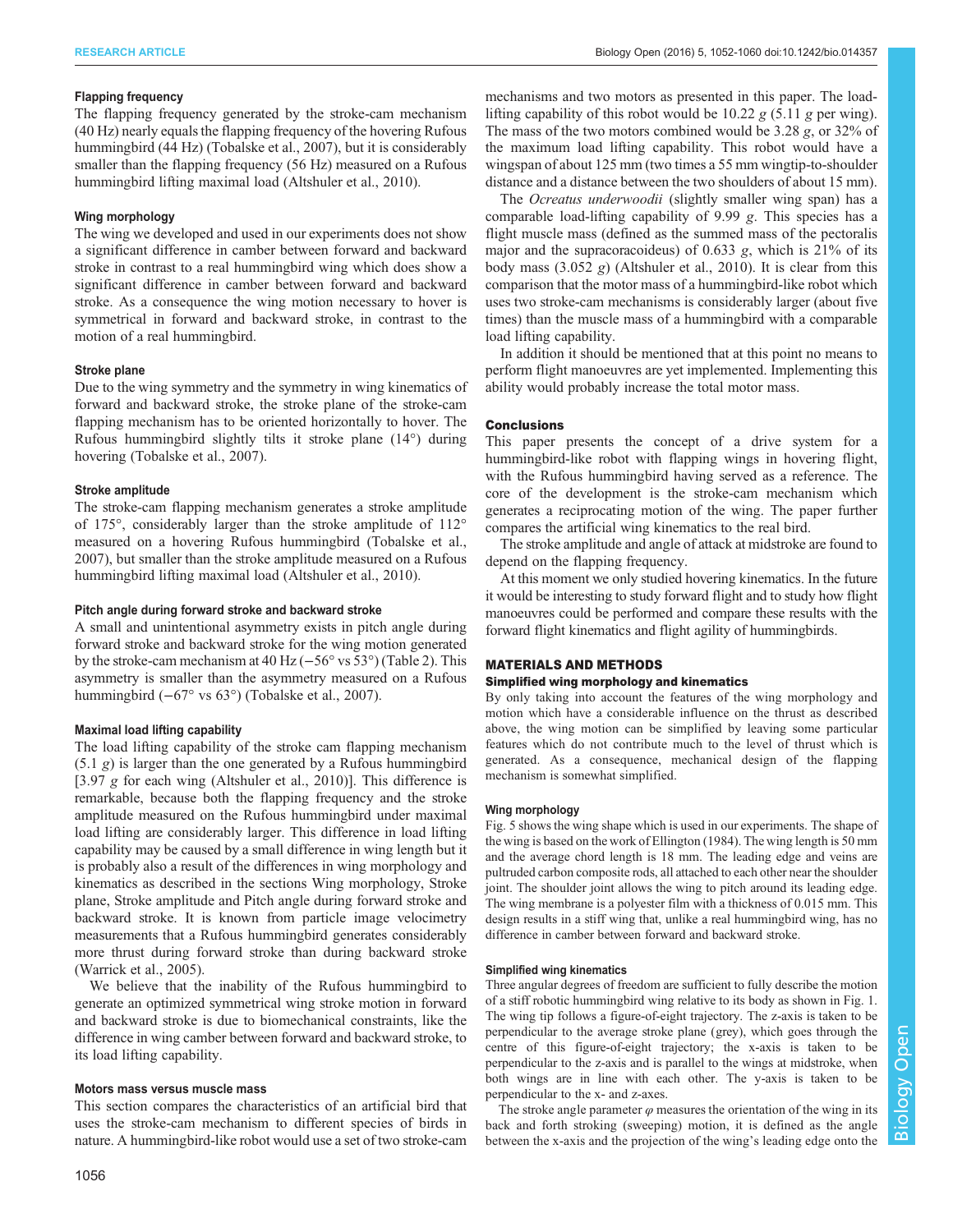#### Flapping frequency

The flapping frequency generated by the stroke-cam mechanism (40 Hz) nearly equals the flapping frequency of the hovering Rufous hummingbird (44 Hz) (Tobalske et al., 2007), but it is considerably smaller than the flapping frequency (56 Hz) measured on a Rufous hummingbird lifting maximal load (Altshuler et al., 2010).

#### Wing morphology

The wing we developed and used in our experiments does not show a significant difference in camber between forward and backward stroke in contrast to a real hummingbird wing which does show a significant difference in camber between forward and backward stroke. As a consequence the wing motion necessary to hover is symmetrical in forward and backward stroke, in contrast to the motion of a real hummingbird.

#### Stroke plane

Due to the wing symmetry and the symmetry in wing kinematics of forward and backward stroke, the stroke plane of the stroke-cam flapping mechanism has to be oriented horizontally to hover. The Rufous hummingbird slightly tilts it stroke plane (14°) during hovering (Tobalske et al., 2007).

#### Stroke amplitude

The stroke-cam flapping mechanism generates a stroke amplitude of 175°, considerably larger than the stroke amplitude of 112° measured on a hovering Rufous hummingbird (Tobalske et al., 2007), but smaller than the stroke amplitude measured on a Rufous hummingbird lifting maximal load (Altshuler et al., 2010).

#### Pitch angle during forward stroke and backward stroke

A small and unintentional asymmetry exists in pitch angle during forward stroke and backward stroke for the wing motion generated by the stroke-cam mechanism at 40 Hz (−56° vs 53°) (Table 2). This asymmetry is smaller than the asymmetry measured on a Rufous hummingbird (−67° vs 63°) (Tobalske et al., 2007).

#### Maximal load lifting capability

The load lifting capability of the stroke cam flapping mechanism (5.1 *g*) is larger than the one generated by a Rufous hummingbird [3.97 *g* for each wing (Altshuler et al., 2010)]. This difference is remarkable, because both the flapping frequency and the stroke amplitude measured on the Rufous hummingbird under maximal load lifting are considerably larger. This difference in load lifting capability may be caused by a small difference in wing length but it is probably also a result of the differences in wing morphology and kinematics as described in the sections Wing morphology, Stroke plane, Stroke amplitude and Pitch angle during forward stroke and backward stroke. It is known from particle image velocimetry measurements that a Rufous hummingbird generates considerably more thrust during forward stroke than during backward stroke (Warrick et al., 2005).

We believe that the inability of the Rufous hummingbird to generate an optimized symmetrical wing stroke motion in forward and backward stroke is due to biomechanical constraints, like the difference in wing camber between forward and backward stroke, to its load lifting capability.

#### Motors mass versus muscle mass

This section compares the characteristics of an artificial bird that uses the stroke-cam mechanism to different species of birds in nature. A hummingbird-like robot would use a set of two stroke-cam mechanisms and two motors as presented in this paper. The load-lifting capability of this robot would be 10.22 *g* (5.11 *g* per wing). The mass of the two motors combined would be 3.28 *g*, or 32% of the maximum load lifting capability. This robot would have a wingspan of about 125 mm (two times a 55 mm wingtip-to-shoulder distance and a distance between the two shoulders of about 15 mm).

The *Ocreatus underwoodii* (slightly smaller wing span) has a comparable load-lifting capability of 9.99 *g*. This species has a flight muscle mass (defined as the summed mass of the pectoralis major and the supracoracoideus) of 0.633 *g*, which is 21% of its body mass (3.052 *g*) (Altshuler et al., 2010). It is clear from this comparison that the motor mass of a hummingbird-like robot which uses two stroke-cam mechanisms is considerably larger (about five times) than the muscle mass of a hummingbird with a comparable load lifting capability.

In addition it should be mentioned that at this point no means to perform flight manoeuvres are yet implemented. Implementing this ability would probably increase the total motor mass.

### Conclusions

This paper presents the concept of a drive system for a hummingbird-like robot with flapping wings in hovering flight, with the Rufous hummingbird having served as a reference. The core of the development is the stroke-cam mechanism which generates a reciprocating motion of the wing. The paper further compares the artificial wing kinematics to the real bird.

The stroke amplitude and angle of attack at midstroke are found to depend on the flapping frequency.

At this moment we only studied hovering kinematics. In the future it would be interesting to study forward flight and to study how flight manoeuvres could be performed and compare these results with the forward flight kinematics and flight agility of hummingbirds.

## MATERIALS AND METHODS

### Simplified wing morphology and kinematics

By only taking into account the features of the wing morphology and motion which have a considerable influence on the thrust as described above, the wing motion can be simplified by leaving some particular features which do not contribute much to the level of thrust which is generated. As a consequence, mechanical design of the flapping mechanism is somewhat simplified.

#### Wing morphology

Fig. 5 shows the wing shape which is used in our experiments. The shape of the wing is based on the work of Ellington (1984). The wing length is 50 mm and the average chord length is 18 mm. The leading edge and veins are pultruded carbon composite rods, all attached to each other near the shoulder joint. The shoulder joint allows the wing to pitch around its leading edge. The wing membrane is a polyester film with a thickness of 0.015 mm. This design results in a stiff wing that, unlike a real hummingbird wing, has no difference in camber between forward and backward stroke.

#### Simplified wing kinematics

Three angular degrees of freedom are sufficient to fully describe the motion of a stiff robotic hummingbird wing relative to its body as shown in Fig. 1. The wing tip follows a figure-of-eight trajectory. The z-axis is taken to be perpendicular to the average stroke plane (grey), which goes through the centre of this figure-of-eight trajectory; the x-axis is taken to be perpendicular to the z-axis and is parallel to the wings at midstroke, when both wings are in line with each other. The y-axis is taken to be perpendicular to the x- and z-axes.

The stroke angle parameter $\varphi$ measures the orientation of the wing in its back and forth stroking (sweeping) motion, it is defined as the angle between the x-axis and the projection of the wing's leading edge onto the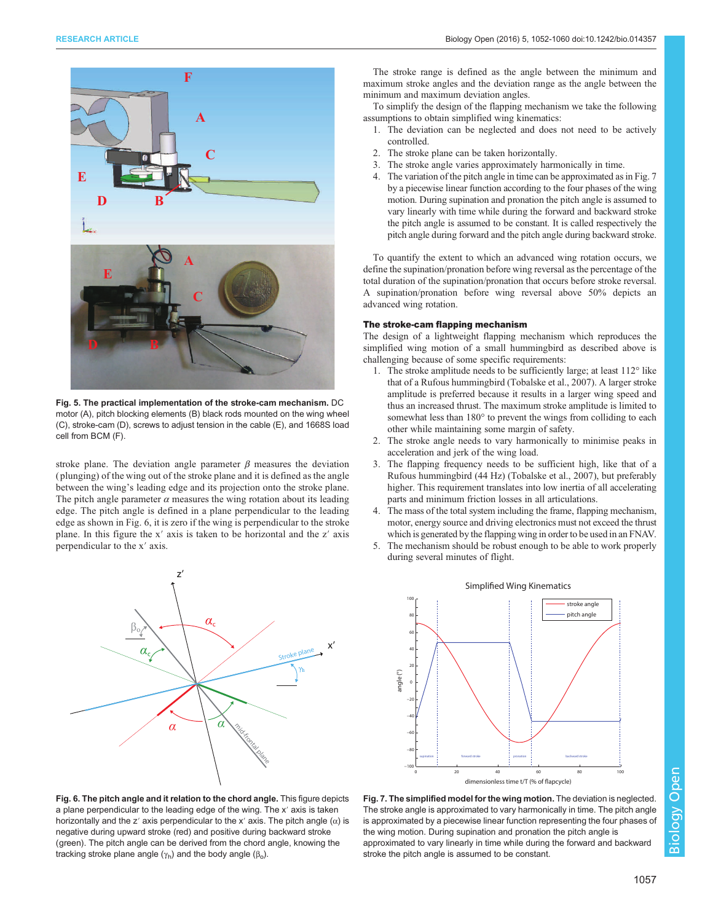Fig. 5. The practical implementation of the stroke-cam mechanism. DC motor (A), pitch blocking elements (B) black rods mounted on the wing wheel (C), stroke-cam (D), screws to adjust tension in the cable (E), and 1668S load cell from BCM (F).

stroke plane. The deviation angle parameter $\beta$ measures the deviation (plunging) of the wing out of the stroke plane and it is defined as the angle between the wing's leading edge and its projection onto the stroke plane. The pitch angle parameter $\alpha$ measures the wing rotation about its leading edge. The pitch angle is defined in a plane perpendicular to the leading edge as shown in Fig. 6, it is zero if the wing is perpendicular to the stroke plane. In this figure the $x'$ axis is taken to be horizontal and the $z'$ axis perpendicular to the $x'$ axis.

Fig. 6. The pitch angle and it relation to the chord angle. This figure depicts a plane perpendicular to the leading edge of the wing. The $x'$ axis is taken horizontally and the $z'$ axis perpendicular to the $x'$ axis. The pitch angle ($\alpha$) is negative during upward stroke (red) and positive during backward stroke (green). The pitch angle can be derived from the chord angle, knowing the tracking stroke plane angle ($\gamma_h$) and the body angle ($\beta_o$).

The stroke range is defined as the angle between the minimum and maximum stroke angles and the deviation range as the angle between the minimum and maximum deviation angles.

To simplify the design of the flapping mechanism we take the following assumptions to obtain simplified wing kinematics:

1. The deviation can be neglected and does not need to be actively controlled.
2. The stroke plane can be taken horizontally.
3. The stroke angle varies approximately harmonically in time.
4. The variation of the pitch angle in time can be approximated as in Fig. 7 by a piecewise linear function according to the four phases of the wing motion. During supination and pronation the pitch angle is assumed to vary linearly with time while during the forward and backward stroke the pitch angle is assumed to be constant. It is called respectively the pitch angle during forward and the pitch angle during backward stroke.

To quantify the extent to which an advanced wing rotation occurs, we define the supination/pronation before wing reversal as the percentage of the total duration of the supination/pronation that occurs before stroke reversal. A supination/pronation before wing reversal above 50% depicts an advanced wing rotation.

### The stroke-cam flapping mechanism

The design of a lightweight flapping mechanism which reproduces the simplified wing motion of a small hummingbird as described above is challenging because of some specific requirements:

1. The stroke amplitude needs to be sufficiently large; at least 112° like that of a Rufous hummingbird (Tobalske et al., 2007). A larger stroke amplitude is preferred because it results in a larger wing speed and thus an increased thrust. The maximum stroke amplitude is limited to somewhat less than 180° to prevent the wings from colliding to each other while maintaining some margin of safety.
2. The stroke angle needs to vary harmonically to minimise peaks in acceleration and jerk of the wing load.
3. The flapping frequency needs to be sufficient high, like that of a Rufous hummingbird (44 Hz) (Tobalske et al., 2007), but preferably higher. This requirement translates into low inertia of all accelerating parts and minimum friction losses in all articulations.
4. The mass of the total system including the frame, flapping mechanism, motor, energy source and driving electronics must not exceed the thrust which is generated by the flapping wing in order to be used in an FNAV.
5. The mechanism should be robust enough to be able to work properly during several minutes of flight.

Fig. 7. The simplified model for the wing motion. The deviation is neglected. The stroke angle is approximated to vary harmonically in time. The pitch angle is approximated by a piecewise linear function representing the four phases of the wing motion. During supination and pronation the pitch angle is approximated to vary linearly in time while during the forward and backward stroke the pitch angle is assumed to be constant.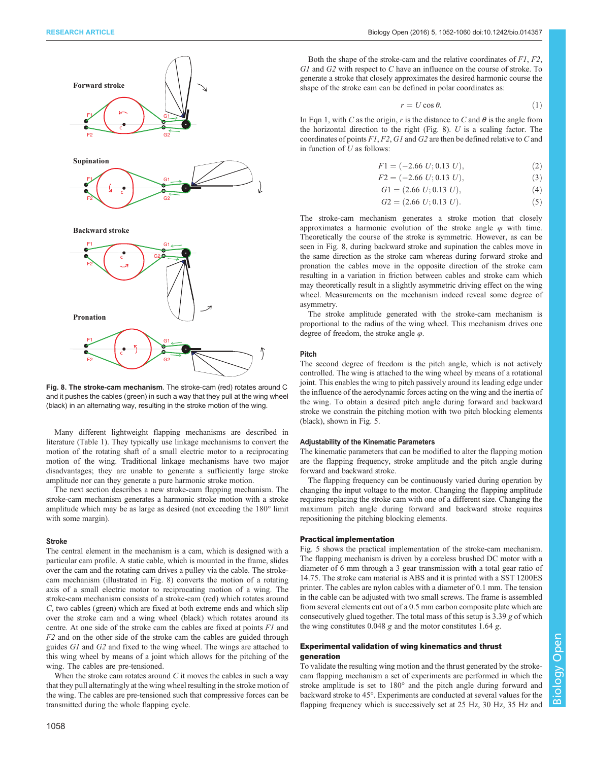Fig. 8. The stroke-cam mechanism. The stroke-cam (red) rotates around C and it pushes the cables (green) in such a way that they pull at the wing wheel (black) in an alternating way, resulting in the stroke motion of the wing.

Many different lightweight flapping mechanisms are described in literature (Table 1). They typically use linkage mechanisms to convert the motion of the rotating shaft of a small electric motor to a reciprocating motion of the wing. Traditional linkage mechanisms have two major disadvantages; they are unable to generate a sufficiently large stroke amplitude nor can they generate a pure harmonic stroke motion.

The next section describes a new stroke-cam flapping mechanism. The stroke-cam mechanism generates a harmonic stroke motion with a stroke amplitude which may be as large as desired (not exceeding the 180° limit with some margin).

### Stroke

The central element in the mechanism is a cam, which is designed with a particular cam profile. A static cable, which is mounted in the frame, slides over the cam and the rotating cam drives a pulley via the cable. The stroke-cam mechanism (illustrated in Fig. 8) converts the motion of a rotating axis of a small electric motor to reciprocating motion of a wing. The stroke-cam mechanism consists of a stroke-cam (red) which rotates around *C*, two cables (green) which are fixed at both extreme ends and which slip over the stroke cam and a wing wheel (black) which rotates around its centre. At one side of the stroke cam the cables are fixed at points *F1* and *F2* and on the other side of the stroke cam the cables are guided through guides *G1* and *G2* and fixed to the wing wheel. The wings are attached to this wing wheel by means of a joint which allows for the pitching of the wing. The cables are pre-tensioned.

When the stroke cam rotates around *C* it moves the cables in such a way that they pull alternatingly at the wing wheel resulting in the stroke motion of the wing. The cables are pre-tensioned such that compressive forces can be transmitted during the whole flapping cycle.

Both the shape of the stroke-cam and the relative coordinates of *F1*, *F2*, *G1* and *G2* with respect to *C* have an influence on the course of stroke. To generate a stroke that closely approximates the desired harmonic course the shape of the stroke cam can be defined in polar coordinates as:

$$r = U\cos\theta. \tag{1}$$

In Eqn 1, with $C$ as the origin, $r$ is the distance to $C$ and $\theta$ is the angle from the horizontal direction to the right (Fig. 8). $U$ is a scaling factor. The coordinates of points *F1*, *F2*, *G1* and *G2* are then be defined relative to $C$ and in function of $U$ as follows:

$$F1 = (-2.66\ U; 0.13\ U), \tag{2}$$

$$F2 = (-2.66\ U; 0.13\ U), \tag{3}$$

$$G1 = (2.66\ U; 0.13\ U), \tag{4}$$

$$G2 = (2.66\ U; 0.13\ U). \tag{5}$$

The stroke-cam mechanism generates a stroke motion that closely approximates a harmonic evolution of the stroke angle $\varphi$ with time. Theoretically the course of the stroke is symmetric. However, as can be seen in Fig. 8, during backward stroke and supination the cables move in the same direction as the stroke cam whereas during forward stroke and pronation the cables move in the opposite direction of the stroke cam resulting in a variation in friction between cables and stroke cam which may theoretically result in a slightly asymmetric driving effect on the wing wheel. Measurements on the mechanism indeed reveal some degree of asymmetry.

The stroke amplitude generated with the stroke-cam mechanism is proportional to the radius of the wing wheel. This mechanism drives one degree of freedom, the stroke angle $\varphi$.

### Pitch

The second degree of freedom is the pitch angle, which is not actively controlled. The wing is attached to the wing wheel by means of a rotational joint. This enables the wing to pitch passively around its leading edge under the influence of the aerodynamic forces acting on the wing and the inertia of the wing. To obtain a desired pitch angle during forward and backward stroke we constrain the pitching motion with two pitch blocking elements (black), shown in Fig. 5.

### Adjustability of the Kinematic Parameters

The kinematic parameters that can be modified to alter the flapping motion are the flapping frequency, stroke amplitude and the pitch angle during forward and backward stroke.

The flapping frequency can be continuously varied during operation by changing the input voltage to the motor. Changing the flapping amplitude requires replacing the stroke cam with one of a different size. Changing the maximum pitch angle during forward and backward stroke requires repositioning the pitching blocking elements.

## Practical implementation

Fig. 5 shows the practical implementation of the stroke-cam mechanism. The flapping mechanism is driven by a coreless brushed DC motor with a diameter of 6 mm through a 3 gear transmission with a total gear ratio of 14.75. The stroke cam material is ABS and it is printed with a SST 1200ES printer. The cables are nylon cables with a diameter of 0.1 mm. The tension in the cable can be adjusted with two small screws. The frame is assembled from several elements cut out of a 0.5 mm carbon composite plate which are consecutively glued together. The total mass of this setup is 3.39 *g* of which the wing constitutes 0.048 *g* and the motor constitutes 1.64 *g*.

## Experimental validation of wing kinematics and thrust generation

To validate the resulting wing motion and the thrust generated by the stroke-cam flapping mechanism a set of experiments are performed in which the stroke amplitude is set to 180° and the pitch angle during forward and backward stroke to 45°. Experiments are conducted at several values for the flapping frequency which is successively set at 25 Hz, 30 Hz, 35 Hz and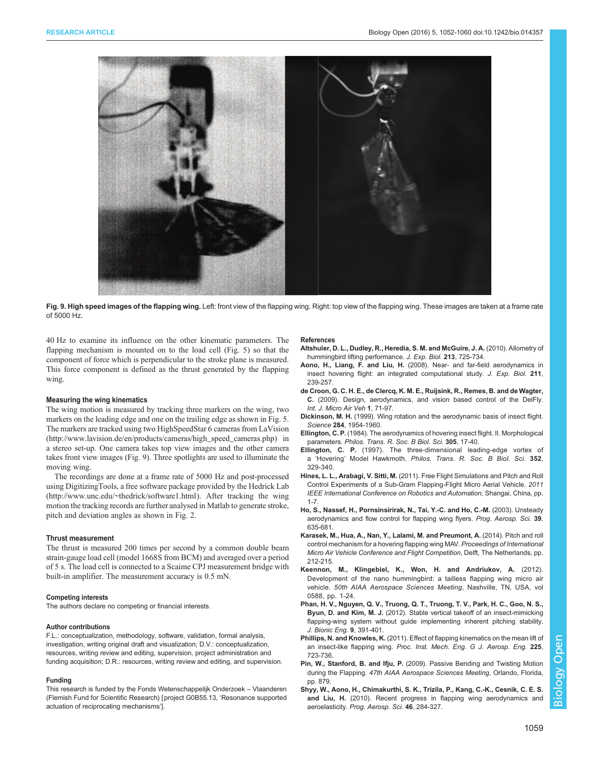**Fig. 9. High speed images of the flapping wing.** Left: front view of the flapping wing. Right: top view of the flapping wing. These images are taken at a frame rate of 5000 Hz.

40 Hz to examine its influence on the other kinematic parameters. The flapping mechanism is mounted on to the load cell (Fig. 5) so that the component of force which is perpendicular to the stroke plane is measured. This force component is defined as the thrust generated by the flapping wing.

### Measuring the wing kinematics

The wing motion is measured by tracking three markers on the wing, two markers on the leading edge and one on the trailing edge as shown in Fig. 5. The markers are tracked using two HighSpeedStar 6 cameras from LaVision (http://www.lavision.de/en/products/cameras/high_speed_cameras.php) in a stereo set-up. One camera takes top view images and the other camera takes front view images (Fig. 9). Three spotlights are used to illuminate the moving wing.

The recordings are done at a frame rate of 5000 Hz and post-processed using DigitizingTools, a free software package provided by the Hedrick Lab (http://www.unc.edu/~thedrick/software1.html). After tracking the wing motion the tracking records are further analysed in Matlab to generate stroke, pitch and deviation angles as shown in Fig. 2.

### Thrust measurement

The thrust is measured 200 times per second by a common double beam strain-gauge load cell (model 1668S from BCM) and averaged over a period of 5 s. The load cell is connected to a Scaime CPJ measurement bridge with built-in amplifier. The measurement accuracy is 0.5 mN.

#### Competing interests

The authors declare no competing or financial interests.

#### Author contributions

F.L.: conceptualization, methodology, software, validation, formal analysis, investigation, writing original draft and visualization; D.V.: conceptualization, resources, writing review and editing, supervision, project administration and funding acquisition; D.R.: resources, writing review and editing, and supervision.

#### Funding

This research is funded by the Fonds Wetenschappelijk Onderzoek – Vlaanderen (Flemish Fund for Scientific Research) [project G0B55.13, 'Resonance supported actuation of reciprocating mechanisms'].

#### References

**Altshuler, D. L., Dudley, R., Heredia, S. M. and McGuire, J. A.** (2010). Allometry of hummingbird lifting performance. *J. Exp. Biol.* **213**, 725-734.

**Aono, H., Liang, F. and Liu, H.** (2008). Near- and far-field aerodynamics in insect hovering flight: an integrated computational study. *J. Exp. Biol.* **211**, 239-257.

**de Croon, G. C. H. E., de Clercq, K. M. E., Ruijsink, R., Remes, B. and de Wagter, C.** (2009). Design, aerodynamics, and vision based control of the DelFly. *Int. J. Micro Air Veh* **1**, 71-97.

**Dickinson, M. H.** (1999). Wing rotation and the aerodynamic basis of insect flight. *Science* **284**, 1954-1960.

**Ellington, C. P.** (1984). The aerodynamics of hovering insect flight. II. Morphological parameters. *Philos. Trans. R. Soc. B Biol. Sci.* **305**, 17-40.

**Ellington, C. P.** (1997). The three-dimensional leading-edge vortex of a 'Hovering' Model Hawkmoth. *Philos. Trans. R. Soc. B Biol. Sci.* **352**, 329-340.

**Hines, L. L., Arabagi, V. Sitti, M.** (2011). Free Flight Simulations and Pitch and Roll Control Experiments of a Sub-Gram Flapping-Flight Micro Aerial Vehicle. *2011 IEEE International Conference on Robotics and Automation*, Shangai, China, pp. 1-7.

**Ho, S., Nassef, H., Pornsinsirirak, N., Tai, Y.-C. and Ho, C.-M.** (2003). Unsteady aerodynamics and flow control for flapping wing flyers. *Prog. Aerosp. Sci.* **39**, 635-681.

**Karasek, M., Hua, A., Nan, Y., Lalami, M. and Preumont, A.** (2014). Pitch and roll control mechanism for a hovering flapping wing MAV. *Proceedings of International Micro Air Vehicle Conference and Flight Competition*, Delft, The Netherlands, pp. 212-215.

**Keennon, M., Klingebiel, K., Won, H. and Andriukov, A.** (2012). Development of the nano hummingbird: a tailless flapping wing micro air vehicle. *50th AIAA Aerospace Sciences Meeting*, Nashville, TN, USA, vol 0588, pp. 1-24.

**Phan, H. V., Nguyen, Q. V., Truong, Q. T., Truong, T. V., Park, H. C., Goo, N. S., Byun, D. and Kim, M. J.** (2012). Stable vertical takeoff of an insect-mimicking flapping-wing system without guide implementing inherent pitching stability. *J. Bionic Eng.* **9**, 391-401.

**Phillips, N. and Knowles, K.** (2011). Effect of flapping kinematics on the mean lift of an insect-like flapping wing. *Proc. Inst. Mech. Eng. G J. Aerosp. Eng.* **225**, 723-736.

**Pin, W., Stanford, B. and Ifju, P.** (2009). Passive Bending and Twisting Motion during the Flapping. *47th AIAA Aerospace Sciences Meeting*, Orlando, Florida, pp. 879.

**Shyy, W., Aono, H., Chimakurthi, S. K., Trizila, P., Kang, C.-K., Cesnik, C. E. S. and Liu, H.** (2010). Recent progress in flapping wing aerodynamics and aeroelasticity. *Prog. Aerosp. Sci.* **46**, 284-327.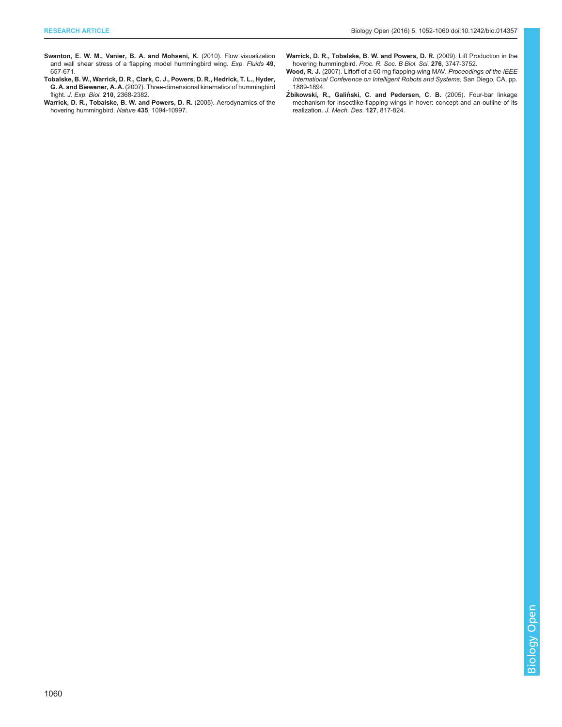**Swanton, E. W. M., Vanier, B. A. and Mohseni, K.** (2010). Flow visualization and wall shear stress of a flapping model hummingbird wing. *Exp. Fluids* **49**, 657-671.

**Tobalske, B. W., Warrick, D. R., Clark, C. J., Powers, D. R., Hedrick, T. L., Hyder, G. A. and Biewener, A. A.** (2007). Three-dimensional kinematics of hummingbird flight. *J. Exp. Biol.* **210**, 2368-2382.

**Warrick, D. R., Tobalske, B. W. and Powers, D. R.** (2005). Aerodynamics of the hovering hummingbird. *Nature* **435**, 1094-10997.

**Warrick, D. R., Tobalske, B. W. and Powers, D. R.** (2009). Lift Production in the hovering hummingbird. *Proc. R. Soc. B Biol. Sci.* **276**, 3747-3752.

**Wood, R. J.** (2007). Liftoff of a 60 mg flapping-wing MAV. *Proceedings of the IEEE International Conference on Intelligent Robots and Systems*, San Diego, CA, pp. 1889-1894.

**Żbikowski, R., Galiński, C. and Pedersen, C. B.** (2005). Four-bar linkage mechanism for insectlike flapping wings in hover: concept and an outline of its realization. *J. Mech. Des.* **127**, 817-824.